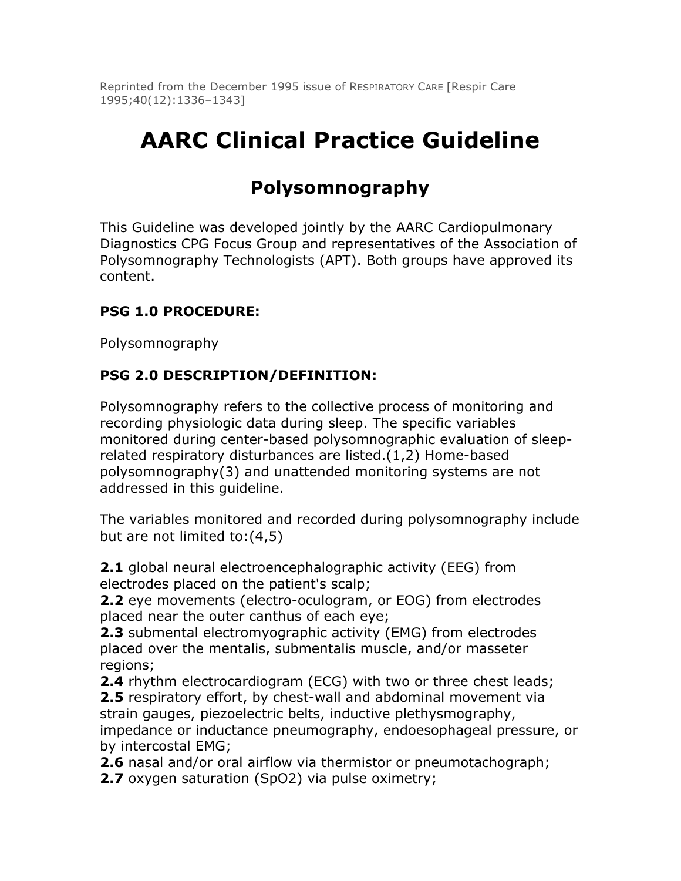Reprinted from the December 1995 issue of RESPIRATORY CARE [Respir Care 1995;40(12):1336–1343]

# AARC Clinical Practice Guideline

## Polysomnography

This Guideline was developed jointly by the AARC Cardiopulmonary Diagnostics CPG Focus Group and representatives of the Association of Polysomnography Technologists (APT). Both groups have approved its content.

### PSG 1.0 PROCEDURE:

Polysomnography

### PSG 2.0 DESCRIPTION/DEFINITION:

Polysomnography refers to the collective process of monitoring and recording physiologic data during sleep. The specific variables monitored during center-based polysomnographic evaluation of sleep-related respiratory disturbances are listed.(1,2) Home-based polysomnography(3) and unattended monitoring systems are not addressed in this guideline.

The variables monitored and recorded during polysomnography include but are not limited to:(4,5)

**2.1** global neural electroencephalographic activity (EEG) from electrodes placed on the patient's scalp;
**2.2** eye movements (electro-oculogram, or EOG) from electrodes placed near the outer canthus of each eye;
**2.3** submental electromyographic activity (EMG) from electrodes placed over the mentalis, submentalis muscle, and/or masseter regions;
**2.4** rhythm electrocardiogram (ECG) with two or three chest leads;
**2.5** respiratory effort, by chest-wall and abdominal movement via strain gauges, piezoelectric belts, inductive plethysmography, impedance or inductance pneumography, endoesophageal pressure, or by intercostal EMG;
**2.6** nasal and/or oral airflow via thermistor or pneumotachograph;
**2.7** oxygen saturation ($SpO_2$) via pulse oximetry;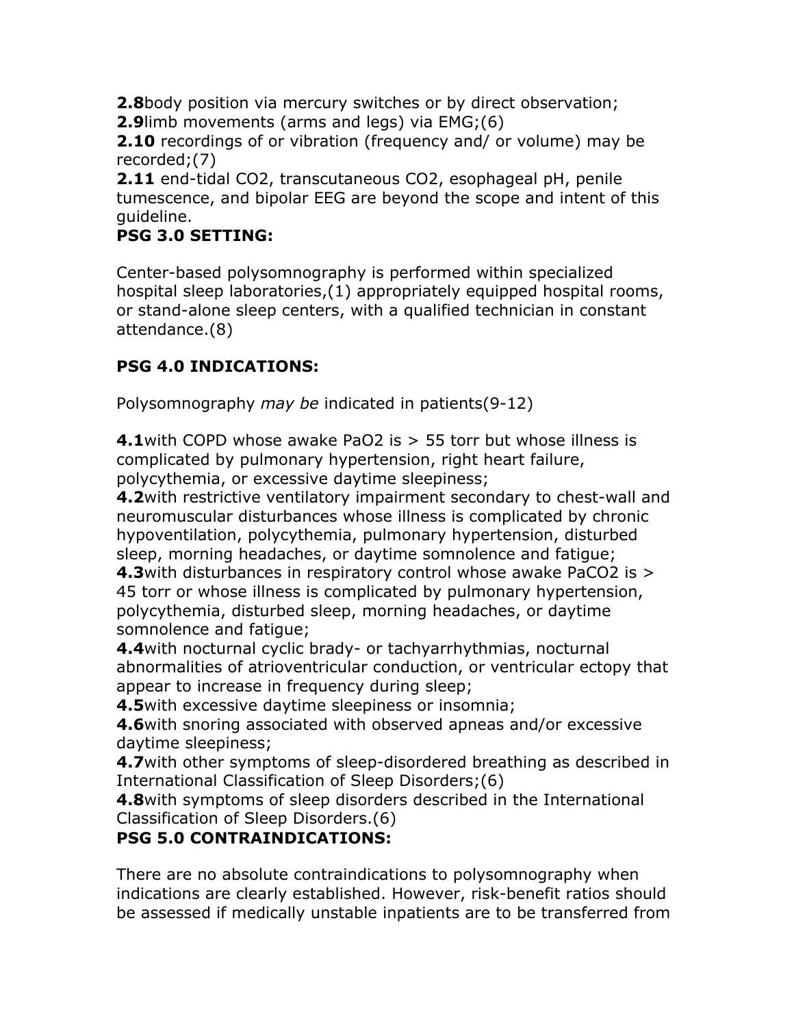**2.8**body position via mercury switches or by direct observation;
**2.9**limb movements (arms and legs) via EMG;(6)
**2.10** recordings of or vibration (frequency and/ or volume) may be recorded;(7)
**2.11** end-tidal $CO_2$, transcutaneous $CO_2$, esophageal pH, penile tumescence, and bipolar EEG are beyond the scope and intent of this guideline.

## PSG 3.0 SETTING:

Center-based polysomnography is performed within specialized hospital sleep laboratories,(1) appropriately equipped hospital rooms, or stand-alone sleep centers, with a qualified technician in constant attendance.(8)

## PSG 4.0 INDICATIONS:

Polysomnography *may be* indicated in patients(9-12)

**4.1**with COPD whose awake $PaO_2$ is > 55 torr but whose illness is complicated by pulmonary hypertension, right heart failure, polycythemia, or excessive daytime sleepiness;
**4.2**with restrictive ventilatory impairment secondary to chest-wall and neuromuscular disturbances whose illness is complicated by chronic hypoventilation, polycythemia, pulmonary hypertension, disturbed sleep, morning headaches, or daytime somnolence and fatigue;
**4.3**with disturbances in respiratory control whose awake $PaCO_2$ is > 45 torr or whose illness is complicated by pulmonary hypertension, polycythemia, disturbed sleep, morning headaches, or daytime somnolence and fatigue;
**4.4**with nocturnal cyclic brady- or tachyarrhythmias, nocturnal abnormalities of atrioventricular conduction, or ventricular ectopy that appear to increase in frequency during sleep;
**4.5**with excessive daytime sleepiness or insomnia;
**4.6**with snoring associated with observed apneas and/or excessive daytime sleepiness;
**4.7**with other symptoms of sleep-disordered breathing as described in International Classification of Sleep Disorders;(6)
**4.8**with symptoms of sleep disorders described in the International Classification of Sleep Disorders.(6)

## PSG 5.0 CONTRAINDICATIONS:

There are no absolute contraindications to polysomnography when indications are clearly established. However, risk-benefit ratios should be assessed if medically unstable inpatients are to be transferred from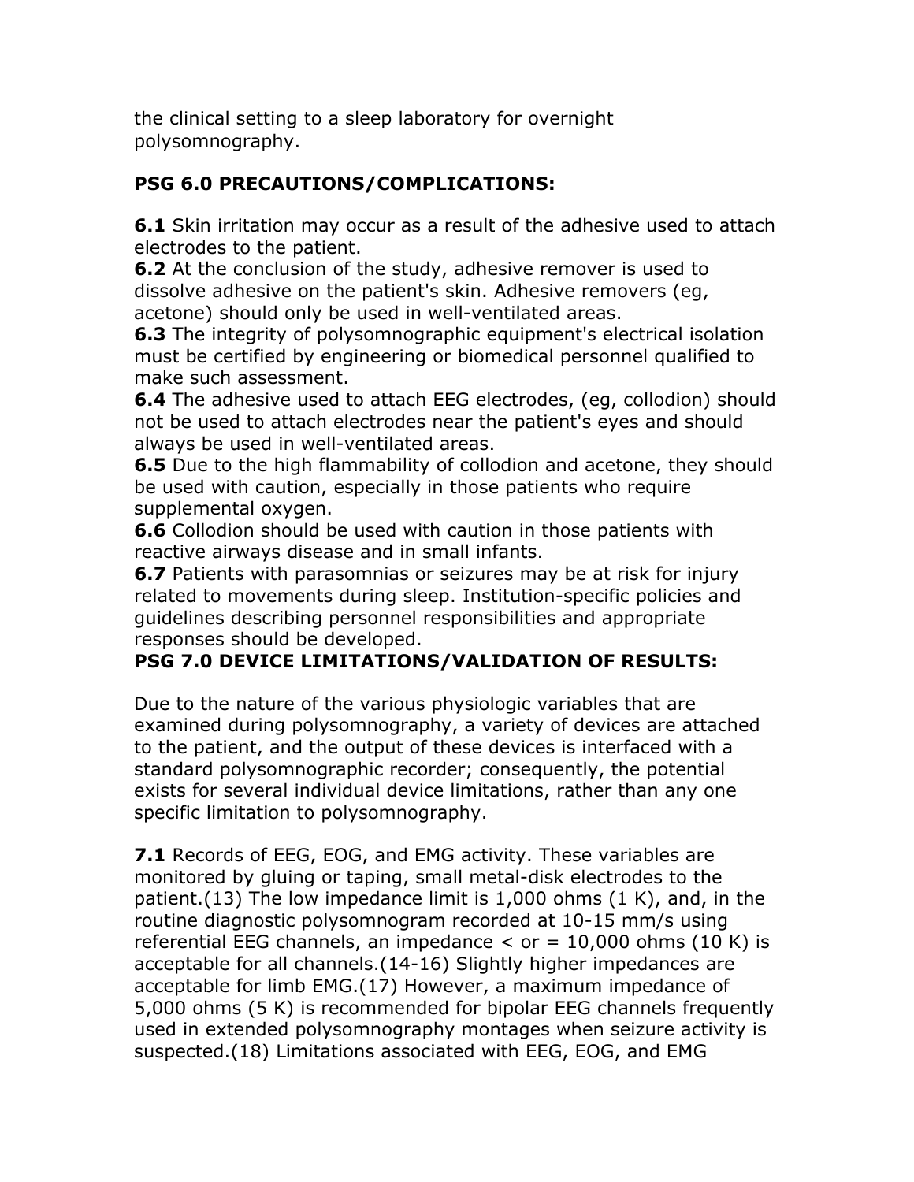the clinical setting to a sleep laboratory for overnight polysomnography.

## PSG 6.0 PRECAUTIONS/COMPLICATIONS:

**6.1** Skin irritation may occur as a result of the adhesive used to attach electrodes to the patient.
**6.2** At the conclusion of the study, adhesive remover is used to dissolve adhesive on the patient's skin. Adhesive removers (eg, acetone) should only be used in well-ventilated areas.
**6.3** The integrity of polysomnographic equipment's electrical isolation must be certified by engineering or biomedical personnel qualified to make such assessment.
**6.4** The adhesive used to attach EEG electrodes, (eg, collodion) should not be used to attach electrodes near the patient's eyes and should always be used in well-ventilated areas.
**6.5** Due to the high flammability of collodion and acetone, they should be used with caution, especially in those patients who require supplemental oxygen.
**6.6** Collodion should be used with caution in those patients with reactive airways disease and in small infants.
**6.7** Patients with parasomnias or seizures may be at risk for injury related to movements during sleep. Institution-specific policies and guidelines describing personnel responsibilities and appropriate responses should be developed.

## PSG 7.0 DEVICE LIMITATIONS/VALIDATION OF RESULTS:

Due to the nature of the various physiologic variables that are examined during polysomnography, a variety of devices are attached to the patient, and the output of these devices is interfaced with a standard polysomnographic recorder; consequently, the potential exists for several individual device limitations, rather than any one specific limitation to polysomnography.

**7.1** Records of EEG, EOG, and EMG activity. These variables are monitored by gluing or taping, small metal-disk electrodes to the patient.(13) The low impedance limit is 1,000 ohms (1 K), and, in the routine diagnostic polysomnogram recorded at 10-15 mm/s using referential EEG channels, an impedance < or = 10,000 ohms (10 K) is acceptable for all channels.(14-16) Slightly higher impedances are acceptable for limb EMG.(17) However, a maximum impedance of 5,000 ohms (5 K) is recommended for bipolar EEG channels frequently used in extended polysomnography montages when seizure activity is suspected.(18) Limitations associated with EEG, EOG, and EMG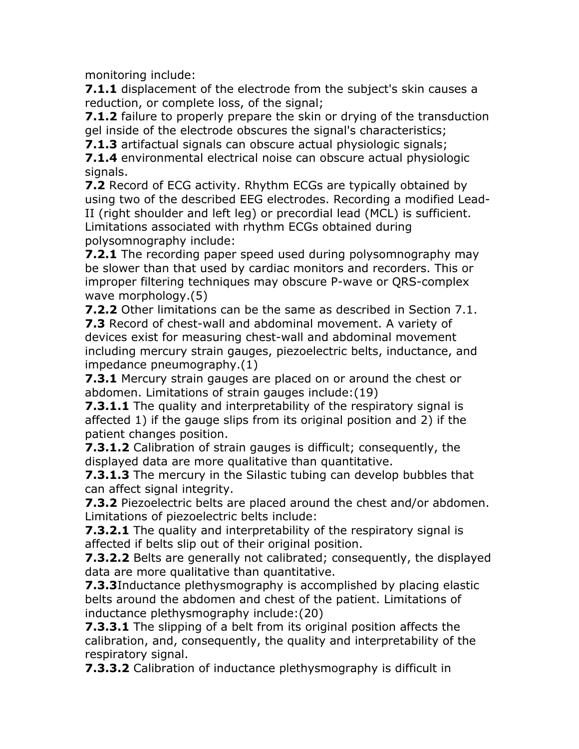monitoring include:

**7.1.1** displacement of the electrode from the subject's skin causes a reduction, or complete loss, of the signal;

**7.1.2** failure to properly prepare the skin or drying of the transduction gel inside of the electrode obscures the signal's characteristics;

**7.1.3** artifactual signals can obscure actual physiologic signals;

**7.1.4** environmental electrical noise can obscure actual physiologic signals.

**7.2** Record of ECG activity. Rhythm ECGs are typically obtained by using two of the described EEG electrodes. Recording a modified Lead-II (right shoulder and left leg) or precordial lead (MCL) is sufficient. Limitations associated with rhythm ECGs obtained during polysomnography include:

**7.2.1** The recording paper speed used during polysomnography may be slower than that used by cardiac monitors and recorders. This or improper filtering techniques may obscure P-wave or QRS-complex wave morphology.(5)

**7.2.2** Other limitations can be the same as described in Section 7.1.

**7.3** Record of chest-wall and abdominal movement. A variety of devices exist for measuring chest-wall and abdominal movement including mercury strain gauges, piezoelectric belts, inductance, and impedance pneumography.(1)

**7.3.1** Mercury strain gauges are placed on or around the chest or abdomen. Limitations of strain gauges include:(19)

**7.3.1.1** The quality and interpretability of the respiratory signal is affected 1) if the gauge slips from its original position and 2) if the patient changes position.

**7.3.1.2** Calibration of strain gauges is difficult; consequently, the displayed data are more qualitative than quantitative.

**7.3.1.3** The mercury in the Silastic tubing can develop bubbles that can affect signal integrity.

**7.3.2** Piezoelectric belts are placed around the chest and/or abdomen. Limitations of piezoelectric belts include:

**7.3.2.1** The quality and interpretability of the respiratory signal is affected if belts slip out of their original position.

**7.3.2.2** Belts are generally not calibrated; consequently, the displayed data are more qualitative than quantitative.

**7.3.3**Inductance plethysmography is accomplished by placing elastic belts around the abdomen and chest of the patient. Limitations of inductance plethysmography include:(20)

**7.3.3.1** The slipping of a belt from its original position affects the calibration, and, consequently, the quality and interpretability of the respiratory signal.

**7.3.3.2** Calibration of inductance plethysmography is difficult in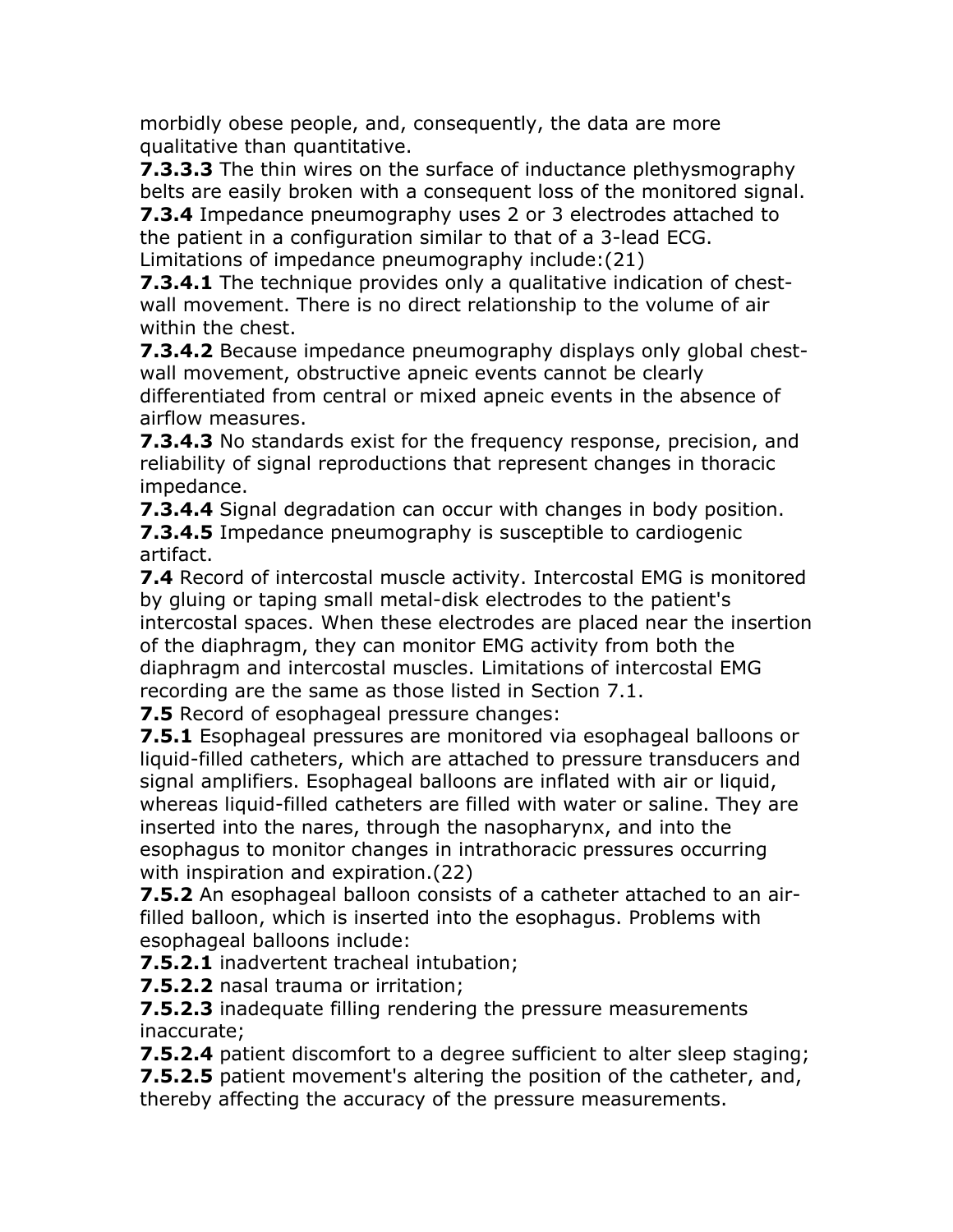morbidly obese people, and, consequently, the data are more qualitative than quantitative.

**7.3.3.3** The thin wires on the surface of inductance plethysmography belts are easily broken with a consequent loss of the monitored signal.

**7.3.4** Impedance pneumography uses 2 or 3 electrodes attached to the patient in a configuration similar to that of a 3-lead ECG. Limitations of impedance pneumography include:(21)

**7.3.4.1** The technique provides only a qualitative indication of chest-wall movement. There is no direct relationship to the volume of air within the chest.

**7.3.4.2** Because impedance pneumography displays only global chest-wall movement, obstructive apneic events cannot be clearly differentiated from central or mixed apneic events in the absence of airflow measures.

**7.3.4.3** No standards exist for the frequency response, precision, and reliability of signal reproductions that represent changes in thoracic impedance.

**7.3.4.4** Signal degradation can occur with changes in body position.

**7.3.4.5** Impedance pneumography is susceptible to cardiogenic artifact.

**7.4** Record of intercostal muscle activity. Intercostal EMG is monitored by gluing or taping small metal-disk electrodes to the patient's intercostal spaces. When these electrodes are placed near the insertion of the diaphragm, they can monitor EMG activity from both the diaphragm and intercostal muscles. Limitations of intercostal EMG recording are the same as those listed in Section 7.1.

**7.5** Record of esophageal pressure changes:

**7.5.1** Esophageal pressures are monitored via esophageal balloons or liquid-filled catheters, which are attached to pressure transducers and signal amplifiers. Esophageal balloons are inflated with air or liquid, whereas liquid-filled catheters are filled with water or saline. They are inserted into the nares, through the nasopharynx, and into the esophagus to monitor changes in intrathoracic pressures occurring with inspiration and expiration.(22)

**7.5.2** An esophageal balloon consists of a catheter attached to an air-filled balloon, which is inserted into the esophagus. Problems with esophageal balloons include:

**7.5.2.1** inadvertent tracheal intubation;

**7.5.2.2** nasal trauma or irritation;

**7.5.2.3** inadequate filling rendering the pressure measurements inaccurate;

**7.5.2.4** patient discomfort to a degree sufficient to alter sleep staging;

**7.5.2.5** patient movement's altering the position of the catheter, and, thereby affecting the accuracy of the pressure measurements.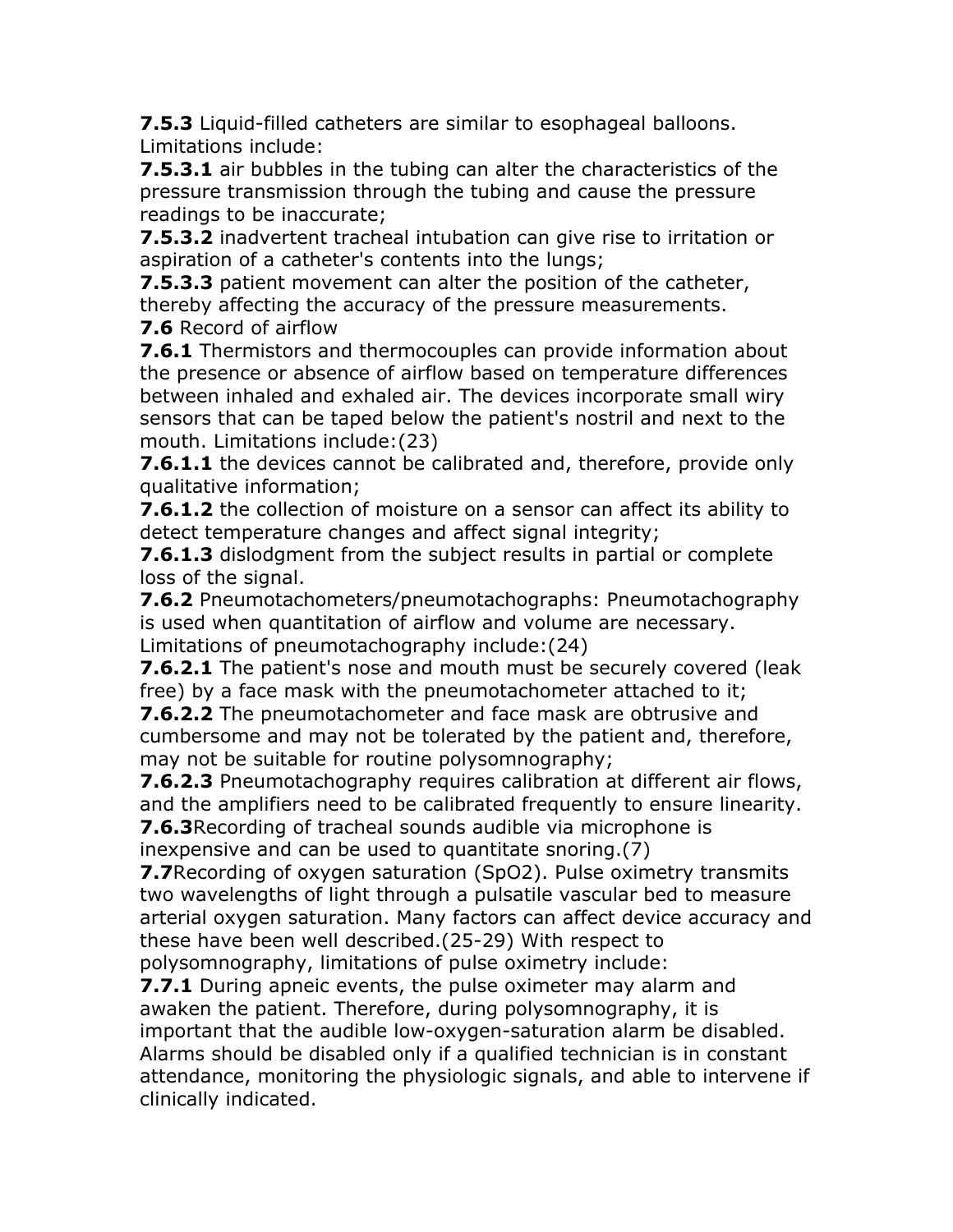**7.5.3** Liquid-filled catheters are similar to esophageal balloons. Limitations include:

**7.5.3.1** air bubbles in the tubing can alter the characteristics of the pressure transmission through the tubing and cause the pressure readings to be inaccurate;

**7.5.3.2** inadvertent tracheal intubation can give rise to irritation or aspiration of a catheter's contents into the lungs;

**7.5.3.3** patient movement can alter the position of the catheter, thereby affecting the accuracy of the pressure measurements.

**7.6** Record of airflow

**7.6.1** Thermistors and thermocouples can provide information about the presence or absence of airflow based on temperature differences between inhaled and exhaled air. The devices incorporate small wiry sensors that can be taped below the patient's nostril and next to the mouth. Limitations include:(23)

**7.6.1.1** the devices cannot be calibrated and, therefore, provide only qualitative information;

**7.6.1.2** the collection of moisture on a sensor can affect its ability to detect temperature changes and affect signal integrity;

**7.6.1.3** dislodgment from the subject results in partial or complete loss of the signal.

**7.6.2** Pneumotachometers/pneumotachographs: Pneumotachography is used when quantitation of airflow and volume are necessary. Limitations of pneumotachography include:(24)

**7.6.2.1** The patient's nose and mouth must be securely covered (leak free) by a face mask with the pneumotachometer attached to it;

**7.6.2.2** The pneumotachometer and face mask are obtrusive and cumbersome and may not be tolerated by the patient and, therefore, may not be suitable for routine polysomnography;

**7.6.2.3** Pneumotachography requires calibration at different air flows, and the amplifiers need to be calibrated frequently to ensure linearity.

**7.6.3**Recording of tracheal sounds audible via microphone is inexpensive and can be used to quantitate snoring.(7)

**7.7**Recording of oxygen saturation ($SpO_2$). Pulse oximetry transmits two wavelengths of light through a pulsatile vascular bed to measure arterial oxygen saturation. Many factors can affect device accuracy and these have been well described.(25-29) With respect to polysomnography, limitations of pulse oximetry include:

**7.7.1** During apneic events, the pulse oximeter may alarm and awaken the patient. Therefore, during polysomnography, it is important that the audible low-oxygen-saturation alarm be disabled. Alarms should be disabled only if a qualified technician is in constant attendance, monitoring the physiologic signals, and able to intervene if clinically indicated.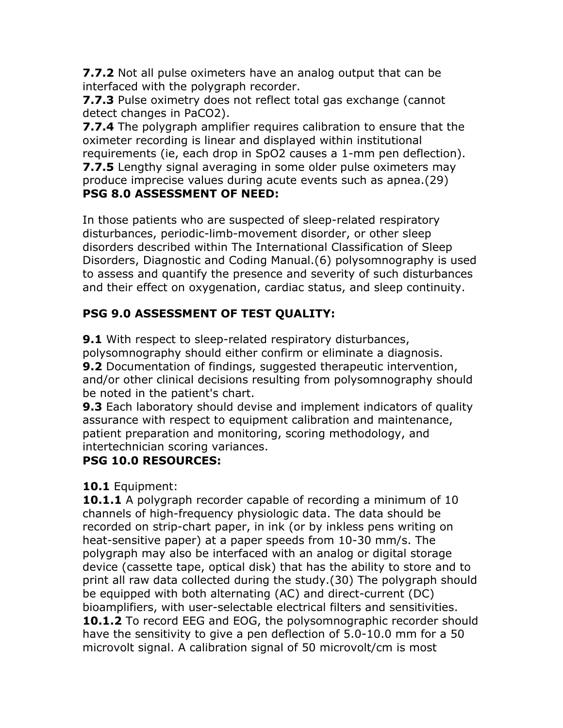**7.7.2** Not all pulse oximeters have an analog output that can be interfaced with the polygraph recorder.

**7.7.3** Pulse oximetry does not reflect total gas exchange (cannot detect changes in $PaCO_2$).

**7.7.4** The polygraph amplifier requires calibration to ensure that the oximeter recording is linear and displayed within institutional requirements (ie, each drop in $SpO_2$ causes a 1-mm pen deflection).

**7.7.5** Lengthy signal averaging in some older pulse oximeters may produce imprecise values during acute events such as apnea.(29)

## PSG 8.0 ASSESSMENT OF NEED:

In those patients who are suspected of sleep-related respiratory disturbances, periodic-limb-movement disorder, or other sleep disorders described within The International Classification of Sleep Disorders, Diagnostic and Coding Manual.(6) polysomnography is used to assess and quantify the presence and severity of such disturbances and their effect on oxygenation, cardiac status, and sleep continuity.

## PSG 9.0 ASSESSMENT OF TEST QUALITY:

**9.1** With respect to sleep-related respiratory disturbances, polysomnography should either confirm or eliminate a diagnosis.

**9.2** Documentation of findings, suggested therapeutic intervention, and/or other clinical decisions resulting from polysomnography should be noted in the patient's chart.

**9.3** Each laboratory should devise and implement indicators of quality assurance with respect to equipment calibration and maintenance, patient preparation and monitoring, scoring methodology, and intertechnician scoring variances.

## PSG 10.0 RESOURCES:

**10.1** Equipment:

**10.1.1** A polygraph recorder capable of recording a minimum of 10 channels of high-frequency physiologic data. The data should be recorded on strip-chart paper, in ink (or by inkless pens writing on heat-sensitive paper) at a paper speeds from 10-30 mm/s. The polygraph may also be interfaced with an analog or digital storage device (cassette tape, optical disk) that has the ability to store and to print all raw data collected during the study.(30) The polygraph should be equipped with both alternating (AC) and direct-current (DC) bioamplifiers, with user-selectable electrical filters and sensitivities.

**10.1.2** To record EEG and EOG, the polysomnographic recorder should have the sensitivity to give a pen deflection of 5.0-10.0 mm for a 50 microvolt signal. A calibration signal of 50 microvolt/cm is most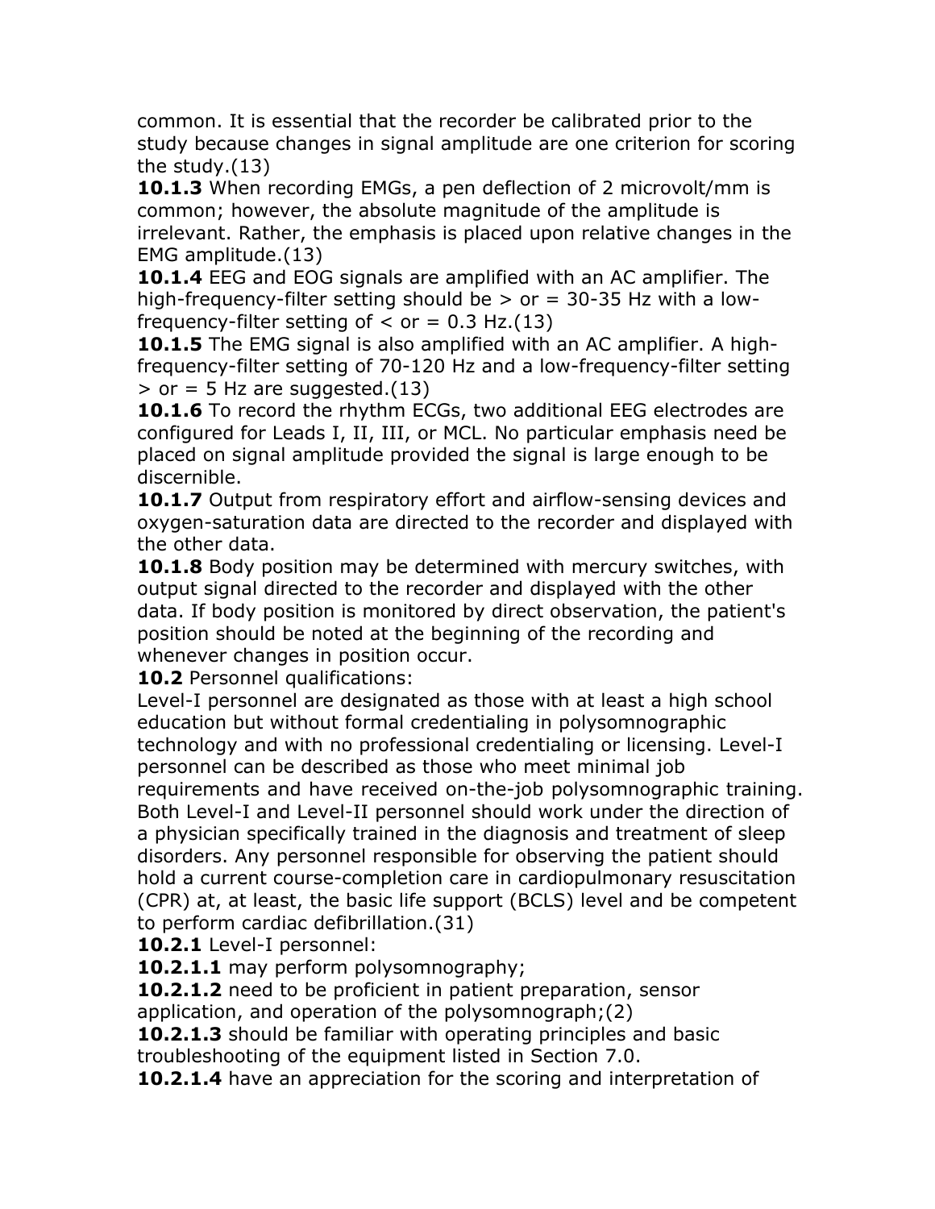common. It is essential that the recorder be calibrated prior to the study because changes in signal amplitude are one criterion for scoring the study.(13)

**10.1.3** When recording EMGs, a pen deflection of 2 microvolt/mm is common; however, the absolute magnitude of the amplitude is irrelevant. Rather, the emphasis is placed upon relative changes in the EMG amplitude.(13)

**10.1.4** EEG and EOG signals are amplified with an AC amplifier. The high-frequency-filter setting should be > or = 30-35 Hz with a low-frequency-filter setting of < or = 0.3 Hz.(13)

**10.1.5** The EMG signal is also amplified with an AC amplifier. A high-frequency-filter setting of 70-120 Hz and a low-frequency-filter setting > or = 5 Hz are suggested.(13)

**10.1.6** To record the rhythm ECGs, two additional EEG electrodes are configured for Leads I, II, III, or MCL. No particular emphasis need be placed on signal amplitude provided the signal is large enough to be discernible.

**10.1.7** Output from respiratory effort and airflow-sensing devices and oxygen-saturation data are directed to the recorder and displayed with the other data.

**10.1.8** Body position may be determined with mercury switches, with output signal directed to the recorder and displayed with the other data. If body position is monitored by direct observation, the patient's position should be noted at the beginning of the recording and whenever changes in position occur.

**10.2** Personnel qualifications:

Level-I personnel are designated as those with at least a high school education but without formal credentialing in polysomnographic technology and with no professional credentialing or licensing. Level-I personnel can be described as those who meet minimal job requirements and have received on-the-job polysomnographic training. Both Level-I and Level-II personnel should work under the direction of a physician specifically trained in the diagnosis and treatment of sleep disorders. Any personnel responsible for observing the patient should hold a current course-completion care in cardiopulmonary resuscitation (CPR) at, at least, the basic life support (BCLS) level and be competent to perform cardiac defibrillation.(31)

**10.2.1** Level-I personnel:

**10.2.1.1** may perform polysomnography;

**10.2.1.2** need to be proficient in patient preparation, sensor application, and operation of the polysomnograph;(2)

**10.2.1.3** should be familiar with operating principles and basic troubleshooting of the equipment listed in Section 7.0.

**10.2.1.4** have an appreciation for the scoring and interpretation of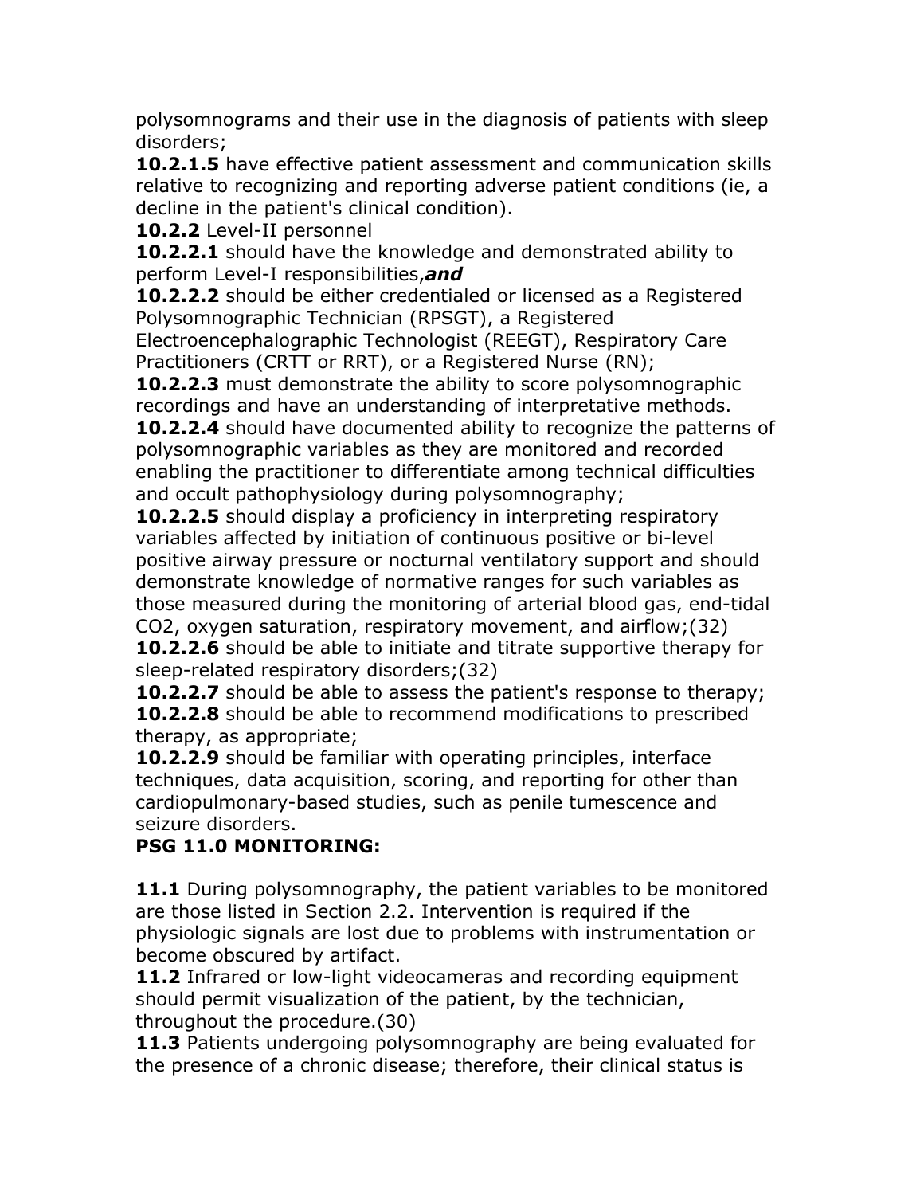polysomnograms and their use in the diagnosis of patients with sleep disorders;

**10.2.1.5** have effective patient assessment and communication skills relative to recognizing and reporting adverse patient conditions (ie, a decline in the patient's clinical condition).

**10.2.2** Level-II personnel

**10.2.2.1** should have the knowledge and demonstrated ability to perform Level-I responsibilities,***and***

**10.2.2.2** should be either credentialed or licensed as a Registered Polysomnographic Technician (RPSGT), a Registered Electroencephalographic Technologist (REEGT), Respiratory Care Practitioners (CRTT or RRT), or a Registered Nurse (RN);

**10.2.2.3** must demonstrate the ability to score polysomnographic recordings and have an understanding of interpretative methods.

**10.2.2.4** should have documented ability to recognize the patterns of polysomnographic variables as they are monitored and recorded enabling the practitioner to differentiate among technical difficulties and occult pathophysiology during polysomnography;

**10.2.2.5** should display a proficiency in interpreting respiratory variables affected by initiation of continuous positive or bi-level positive airway pressure or nocturnal ventilatory support and should demonstrate knowledge of normative ranges for such variables as those measured during the monitoring of arterial blood gas, end-tidal $CO_2$, oxygen saturation, respiratory movement, and airflow;(32)

**10.2.2.6** should be able to initiate and titrate supportive therapy for sleep-related respiratory disorders;(32)

**10.2.2.7** should be able to assess the patient's response to therapy;

**10.2.2.8** should be able to recommend modifications to prescribed therapy, as appropriate;

**10.2.2.9** should be familiar with operating principles, interface techniques, data acquisition, scoring, and reporting for other than cardiopulmonary-based studies, such as penile tumescence and seizure disorders.

**PSG 11.0 MONITORING:**

**11.1** During polysomnography, the patient variables to be monitored are those listed in Section 2.2. Intervention is required if the physiologic signals are lost due to problems with instrumentation or become obscured by artifact.

**11.2** Infrared or low-light videocameras and recording equipment should permit visualization of the patient, by the technician, throughout the procedure.(30)

**11.3** Patients undergoing polysomnography are being evaluated for the presence of a chronic disease; therefore, their clinical status is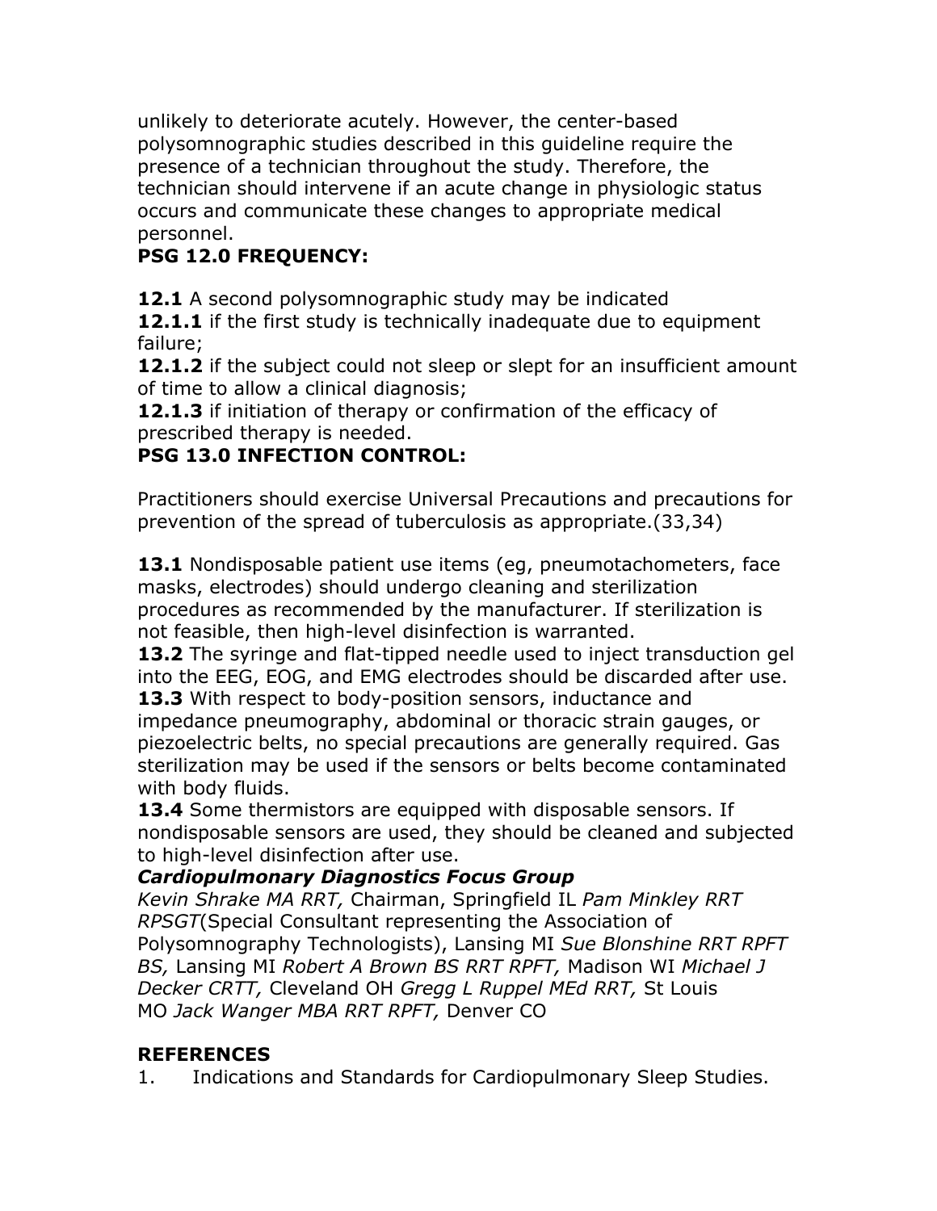unlikely to deteriorate acutely. However, the center-based polysomnographic studies described in this guideline require the presence of a technician throughout the study. Therefore, the technician should intervene if an acute change in physiologic status occurs and communicate these changes to appropriate medical personnel.

**PSG 12.0 FREQUENCY:**

**12.1** A second polysomnographic study may be indicated
**12.1.1** if the first study is technically inadequate due to equipment failure;
**12.1.2** if the subject could not sleep or slept for an insufficient amount of time to allow a clinical diagnosis;
**12.1.3** if initiation of therapy or confirmation of the efficacy of prescribed therapy is needed.

**PSG 13.0 INFECTION CONTROL:**

Practitioners should exercise Universal Precautions and precautions for prevention of the spread of tuberculosis as appropriate.(33,34)

**13.1** Nondisposable patient use items (eg, pneumotachometers, face masks, electrodes) should undergo cleaning and sterilization procedures as recommended by the manufacturer. If sterilization is not feasible, then high-level disinfection is warranted.
**13.2** The syringe and flat-tipped needle used to inject transduction gel into the EEG, EOG, and EMG electrodes should be discarded after use.
**13.3** With respect to body-position sensors, inductance and impedance pneumography, abdominal or thoracic strain gauges, or piezoelectric belts, no special precautions are generally required. Gas sterilization may be used if the sensors or belts become contaminated with body fluids.
**13.4** Some thermistors are equipped with disposable sensors. If nondisposable sensors are used, they should be cleaned and subjected to high-level disinfection after use.

***Cardiopulmonary Diagnostics Focus Group***
*Kevin Shrake MA RRT,* Chairman, Springfield IL *Pam Minkley RRT RPSGT*(Special Consultant representing the Association of Polysomnography Technologists), Lansing MI *Sue Blonshine RRT RPFT BS,* Lansing MI *Robert A Brown BS RRT RPFT,* Madison WI *Michael J Decker CRTT,* Cleveland OH *Gregg L Ruppel MEd RRT,* St Louis MO *Jack Wanger MBA RRT RPFT,* Denver CO

**REFERENCES**

1. Indications and Standards for Cardiopulmonary Sleep Studies.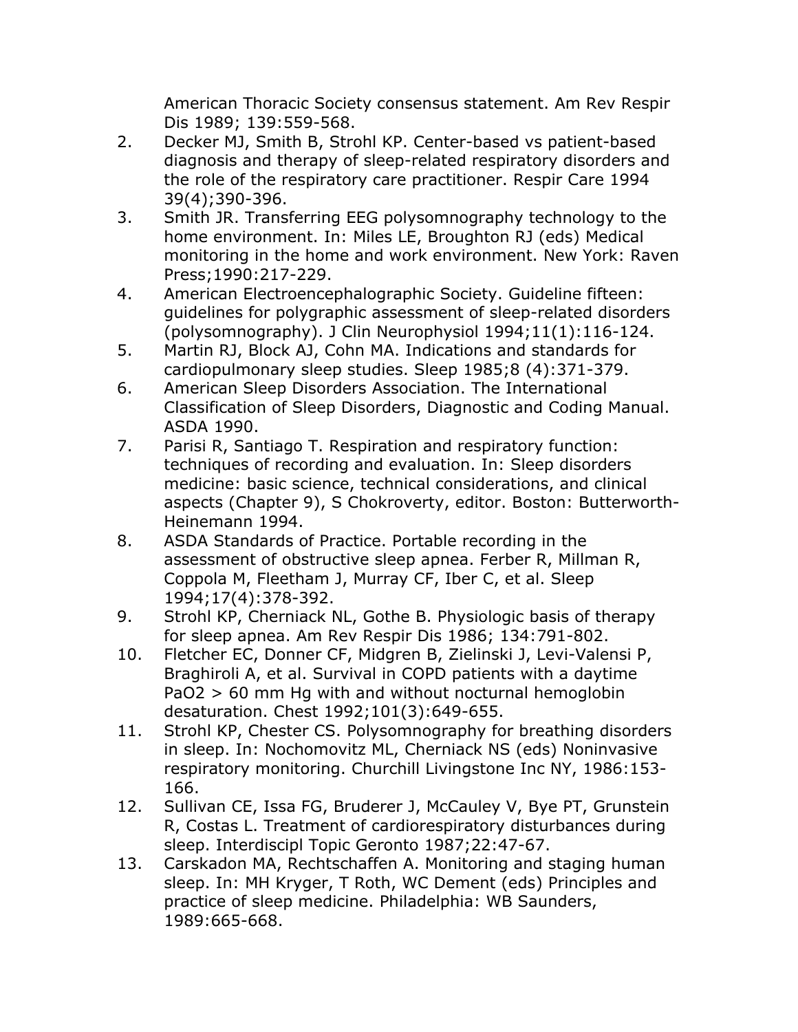American Thoracic Society consensus statement. Am Rev Respir Dis 1989; 139:559-568.

2. Decker MJ, Smith B, Strohl KP. Center-based vs patient-based diagnosis and therapy of sleep-related respiratory disorders and the role of the respiratory care practitioner. Respir Care 1994 39(4);390-396.
3. Smith JR. Transferring EEG polysomnography technology to the home environment. In: Miles LE, Broughton RJ (eds) Medical monitoring in the home and work environment. New York: Raven Press;1990:217-229.
4. American Electroencephalographic Society. Guideline fifteen: guidelines for polygraphic assessment of sleep-related disorders (polysomnography). J Clin Neurophysiol 1994;11(1):116-124.
5. Martin RJ, Block AJ, Cohn MA. Indications and standards for cardiopulmonary sleep studies. Sleep 1985;8 (4):371-379.
6. American Sleep Disorders Association. The International Classification of Sleep Disorders, Diagnostic and Coding Manual. ASDA 1990.
7. Parisi R, Santiago T. Respiration and respiratory function: techniques of recording and evaluation. In: Sleep disorders medicine: basic science, technical considerations, and clinical aspects (Chapter 9), S Chokroverty, editor. Boston: Butterworth-Heinemann 1994.
8. ASDA Standards of Practice. Portable recording in the assessment of obstructive sleep apnea. Ferber R, Millman R, Coppola M, Fleetham J, Murray CF, Iber C, et al. Sleep 1994;17(4):378-392.
9. Strohl KP, Cherniack NL, Gothe B. Physiologic basis of therapy for sleep apnea. Am Rev Respir Dis 1986; 134:791-802.
10. Fletcher EC, Donner CF, Midgren B, Zielinski J, Levi-Valensi P, Braghiroli A, et al. Survival in COPD patients with a daytime $PaO_2$ > 60 mm Hg with and without nocturnal hemoglobin desaturation. Chest 1992;101(3):649-655.
11. Strohl KP, Chester CS. Polysomnography for breathing disorders in sleep. In: Nochomovitz ML, Cherniack NS (eds) Noninvasive respiratory monitoring. Churchill Livingstone Inc NY, 1986:153-166.
12. Sullivan CE, Issa FG, Bruderer J, McCauley V, Bye PT, Grunstein R, Costas L. Treatment of cardiorespiratory disturbances during sleep. Interdiscipl Topic Geronto 1987;22:47-67.
13. Carskadon MA, Rechtschaffen A. Monitoring and staging human sleep. In: MH Kryger, T Roth, WC Dement (eds) Principles and practice of sleep medicine. Philadelphia: WB Saunders, 1989:665-668.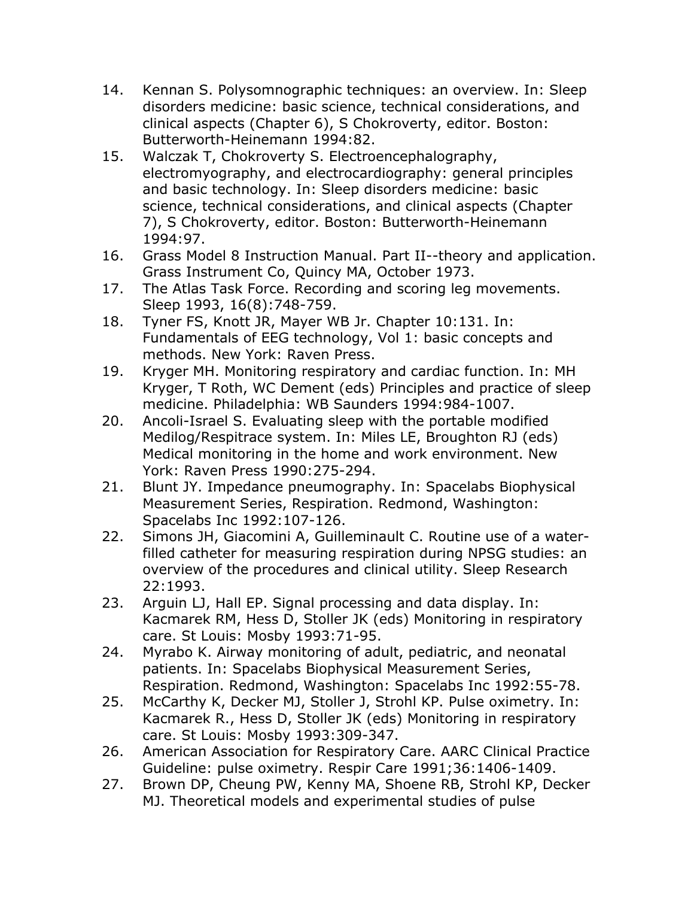14. Kennan S. Polysomnographic techniques: an overview. In: Sleep disorders medicine: basic science, technical considerations, and clinical aspects (Chapter 6), S Chokroverty, editor. Boston: Butterworth-Heinemann 1994:82.
15. Walczak T, Chokroverty S. Electroencephalography, electromyography, and electrocardiography: general principles and basic technology. In: Sleep disorders medicine: basic science, technical considerations, and clinical aspects (Chapter 7), S Chokroverty, editor. Boston: Butterworth-Heinemann 1994:97.
16. Grass Model 8 Instruction Manual. Part II--theory and application. Grass Instrument Co, Quincy MA, October 1973.
17. The Atlas Task Force. Recording and scoring leg movements. Sleep 1993, 16(8):748-759.
18. Tyner FS, Knott JR, Mayer WB Jr. Chapter 10:131. In: Fundamentals of EEG technology, Vol 1: basic concepts and methods. New York: Raven Press.
19. Kryger MH. Monitoring respiratory and cardiac function. In: MH Kryger, T Roth, WC Dement (eds) Principles and practice of sleep medicine. Philadelphia: WB Saunders 1994:984-1007.
20. Ancoli-Israel S. Evaluating sleep with the portable modified Medilog/Respitrace system. In: Miles LE, Broughton RJ (eds) Medical monitoring in the home and work environment. New York: Raven Press 1990:275-294.
21. Blunt JY. Impedance pneumography. In: Spacelabs Biophysical Measurement Series, Respiration. Redmond, Washington: Spacelabs Inc 1992:107-126.
22. Simons JH, Giacomini A, Guilleminault C. Routine use of a water-filled catheter for measuring respiration during NPSG studies: an overview of the procedures and clinical utility. Sleep Research 22:1993.
23. Arguin LJ, Hall EP. Signal processing and data display. In: Kacmarek RM, Hess D, Stoller JK (eds) Monitoring in respiratory care. St Louis: Mosby 1993:71-95.
24. Myrabo K. Airway monitoring of adult, pediatric, and neonatal patients. In: Spacelabs Biophysical Measurement Series, Respiration. Redmond, Washington: Spacelabs Inc 1992:55-78.
25. McCarthy K, Decker MJ, Stoller J, Strohl KP. Pulse oximetry. In: Kacmarek R., Hess D, Stoller JK (eds) Monitoring in respiratory care. St Louis: Mosby 1993:309-347.
26. American Association for Respiratory Care. AARC Clinical Practice Guideline: pulse oximetry. Respir Care 1991;36:1406-1409.
27. Brown DP, Cheung PW, Kenny MA, Shoene RB, Strohl KP, Decker MJ. Theoretical models and experimental studies of pulse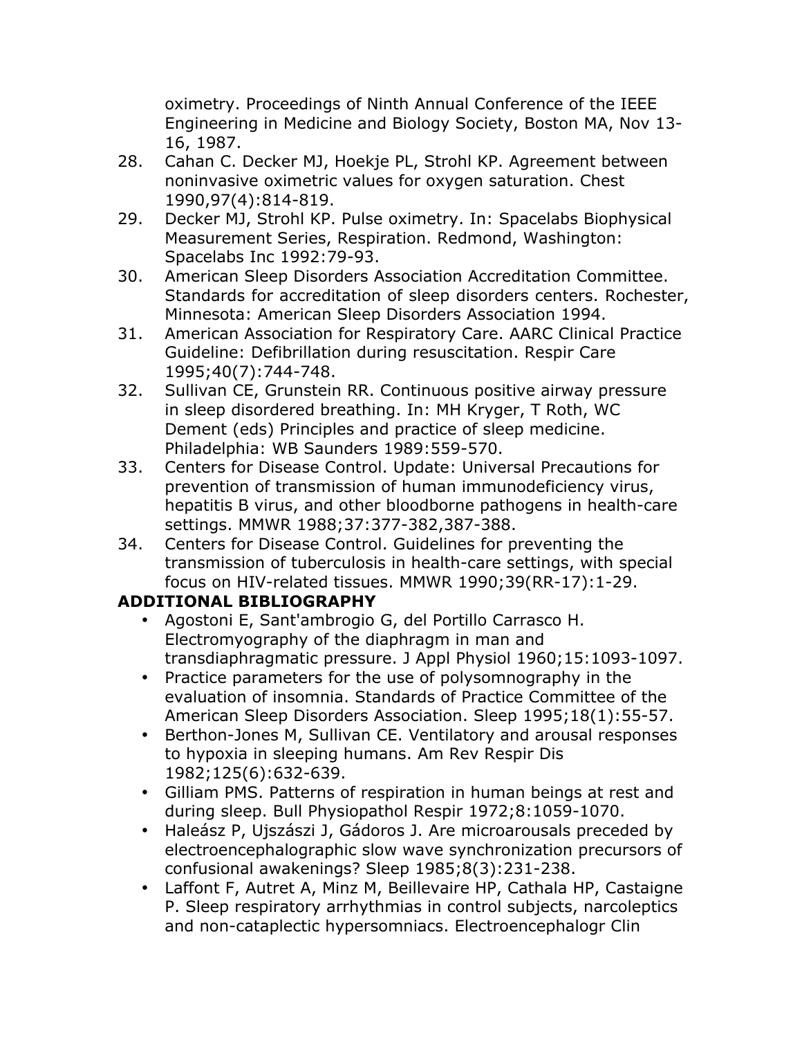oximetry. Proceedings of Ninth Annual Conference of the IEEE Engineering in Medicine and Biology Society, Boston MA, Nov 13-16, 1987.

28. Cahan C. Decker MJ, Hoekje PL, Strohl KP. Agreement between noninvasive oximetric values for oxygen saturation. Chest 1990,97(4):814-819.
29. Decker MJ, Strohl KP. Pulse oximetry. In: Spacelabs Biophysical Measurement Series, Respiration. Redmond, Washington: Spacelabs Inc 1992:79-93.
30. American Sleep Disorders Association Accreditation Committee. Standards for accreditation of sleep disorders centers. Rochester, Minnesota: American Sleep Disorders Association 1994.
31. American Association for Respiratory Care. AARC Clinical Practice Guideline: Defibrillation during resuscitation. Respir Care 1995;40(7):744-748.
32. Sullivan CE, Grunstein RR. Continuous positive airway pressure in sleep disordered breathing. In: MH Kryger, T Roth, WC Dement (eds) Principles and practice of sleep medicine. Philadelphia: WB Saunders 1989:559-570.
33. Centers for Disease Control. Update: Universal Precautions for prevention of transmission of human immunodeficiency virus, hepatitis B virus, and other bloodborne pathogens in health-care settings. MMWR 1988;37:377-382,387-388.
34. Centers for Disease Control. Guidelines for preventing the transmission of tuberculosis in health-care settings, with special focus on HIV-related tissues. MMWR 1990;39(RR-17):1-29.

**ADDITIONAL BIBLIOGRAPHY**

- Agostoni E, Sant'ambrogio G, del Portillo Carrasco H. Electromyography of the diaphragm in man and transdiaphragmatic pressure. J Appl Physiol 1960;15:1093-1097.
- Practice parameters for the use of polysomnography in the evaluation of insomnia. Standards of Practice Committee of the American Sleep Disorders Association. Sleep 1995;18(1):55-57.
- Berthon-Jones M, Sullivan CE. Ventilatory and arousal responses to hypoxia in sleeping humans. Am Rev Respir Dis 1982;125(6):632-639.
- Gilliam PMS. Patterns of respiration in human beings at rest and during sleep. Bull Physiopathol Respir 1972;8:1059-1070.
- Haleász P, Ujszászi J, Gádoros J. Are microarousals preceded by electroencephalographic slow wave synchronization precursors of confusional awakenings? Sleep 1985;8(3):231-238.
- Laffont F, Autret A, Minz M, Beillevaire HP, Cathala HP, Castaigne P. Sleep respiratory arrhythmias in control subjects, narcoleptics and non-cataplectic hypersomniacs. Electroencephalogr Clin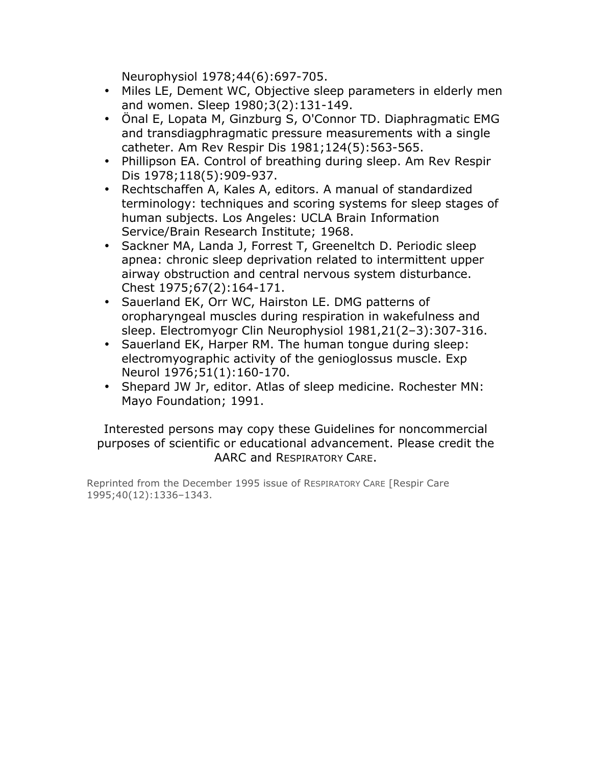Neurophysiol 1978;44(6):697-705.

- Miles LE, Dement WC, Objective sleep parameters in elderly men and women. Sleep 1980;3(2):131-149.
- Önal E, Lopata M, Ginzburg S, O'Connor TD. Diaphragmatic EMG and transdiagphragmatic pressure measurements with a single catheter. Am Rev Respir Dis 1981;124(5):563-565.
- Phillipson EA. Control of breathing during sleep. Am Rev Respir Dis 1978;118(5):909-937.
- Rechtschaffen A, Kales A, editors. A manual of standardized terminology: techniques and scoring systems for sleep stages of human subjects. Los Angeles: UCLA Brain Information Service/Brain Research Institute; 1968.
- Sackner MA, Landa J, Forrest T, Greeneltch D. Periodic sleep apnea: chronic sleep deprivation related to intermittent upper airway obstruction and central nervous system disturbance. Chest 1975;67(2):164-171.
- Sauerland EK, Orr WC, Hairston LE. DMG patterns of oropharyngeal muscles during respiration in wakefulness and sleep. Electromyogr Clin Neurophysiol 1981,21(2–3):307-316.
- Sauerland EK, Harper RM. The human tongue during sleep: electromyographic activity of the genioglossus muscle. Exp Neurol 1976;51(1):160-170.
- Shepard JW Jr, editor. Atlas of sleep medicine. Rochester MN: Mayo Foundation; 1991.

Interested persons may copy these Guidelines for noncommercial purposes of scientific or educational advancement. Please credit the AARC and RESPIRATORY CARE.

Reprinted from the December 1995 issue of RESPIRATORY CARE [Respir Care 1995;40(12):1336–1343.